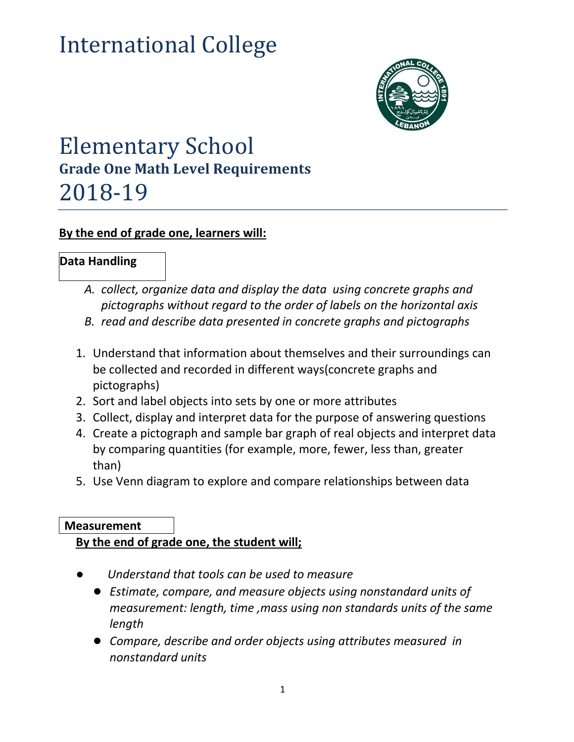# International College

# Elementary School

## Grade One Math Level Requirements

# 2018-19

**By the end of grade one, learners will:**

**Data Handling**

A. *collect, organize data and display the data using concrete graphs and pictographs without regard to the order of labels on the horizontal axis*
B. *read and describe data presented in concrete graphs and pictographs*

1. Understand that information about themselves and their surroundings can be collected and recorded in different ways(concrete graphs and pictographs)
2. Sort and label objects into sets by one or more attributes
3. Collect, display and interpret data for the purpose of answering questions
4. Create a pictograph and sample bar graph of real objects and interpret data by comparing quantities (for example, more, fewer, less than, greater than)
5. Use Venn diagram to explore and compare relationships between data

**Measurement**

**By the end of grade one, the student will;**

- *Understand that tools can be used to measure*
  - *Estimate, compare, and measure objects using nonstandard units of measurement: length, time ,mass using non standards units of the same length*
  - *Compare, describe and order objects using attributes measured in nonstandard units*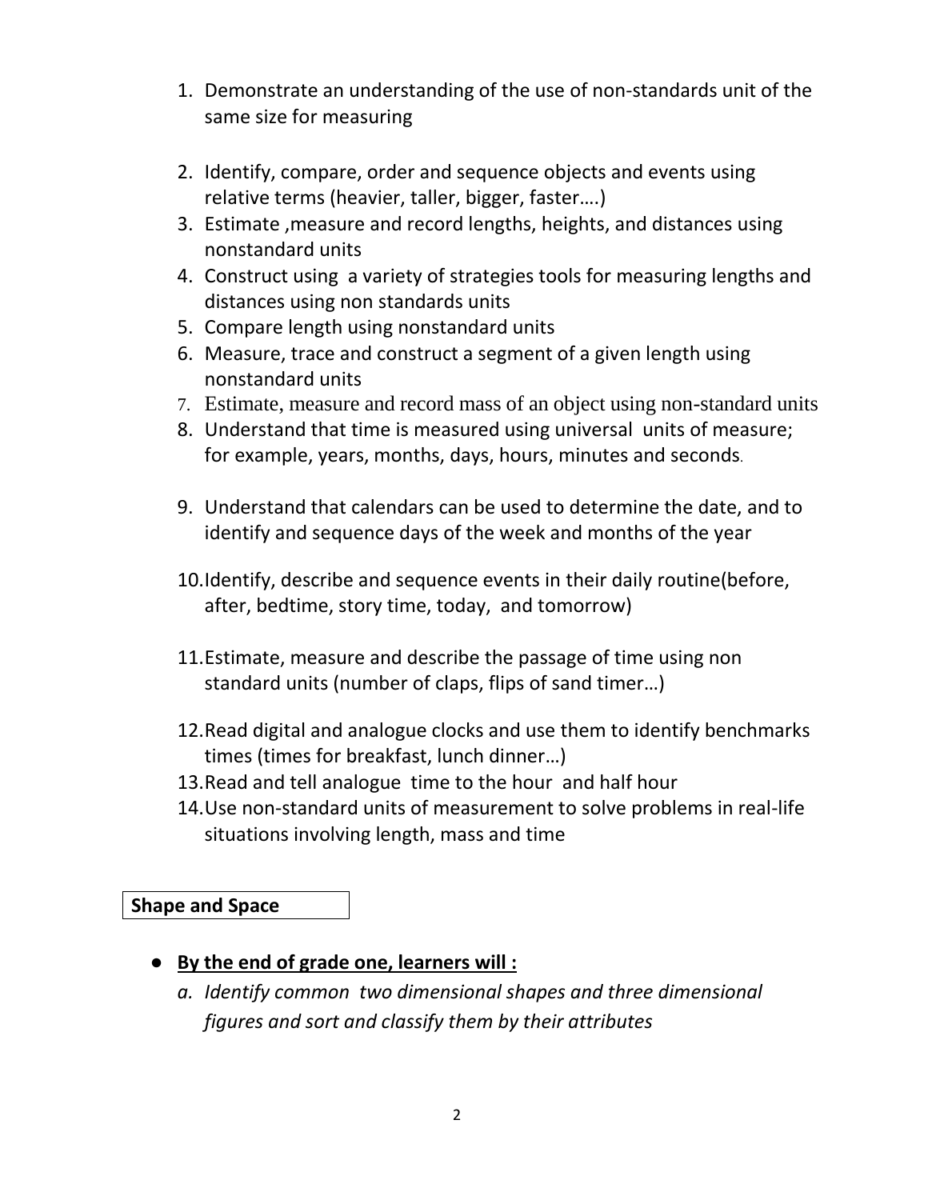1. Demonstrate an understanding of the use of non-standards unit of the same size for measuring

2. Identify, compare, order and sequence objects and events using relative terms (heavier, taller, bigger, faster….)
3. Estimate ,measure and record lengths, heights, and distances using nonstandard units
4. Construct using a variety of strategies tools for measuring lengths and distances using non standards units
5. Compare length using nonstandard units
6. Measure, trace and construct a segment of a given length using nonstandard units
7. Estimate, measure and record mass of an object using non-standard units
8. Understand that time is measured using universal units of measure; for example, years, months, days, hours, minutes and seconds.

9. Understand that calendars can be used to determine the date, and to identify and sequence days of the week and months of the year

10. Identify, describe and sequence events in their daily routine(before, after, bedtime, story time, today, and tomorrow)

11. Estimate, measure and describe the passage of time using non standard units (number of claps, flips of sand timer…)

12. Read digital and analogue clocks and use them to identify benchmarks times (times for breakfast, lunch dinner…)
13. Read and tell analogue time to the hour and half hour
14. Use non-standard units of measurement to solve problems in real-life situations involving length, mass and time

**Shape and Space**

- **By the end of grade one, learners will :**
    a. *Identify common two dimensional shapes and three dimensional figures and sort and classify them by their attributes*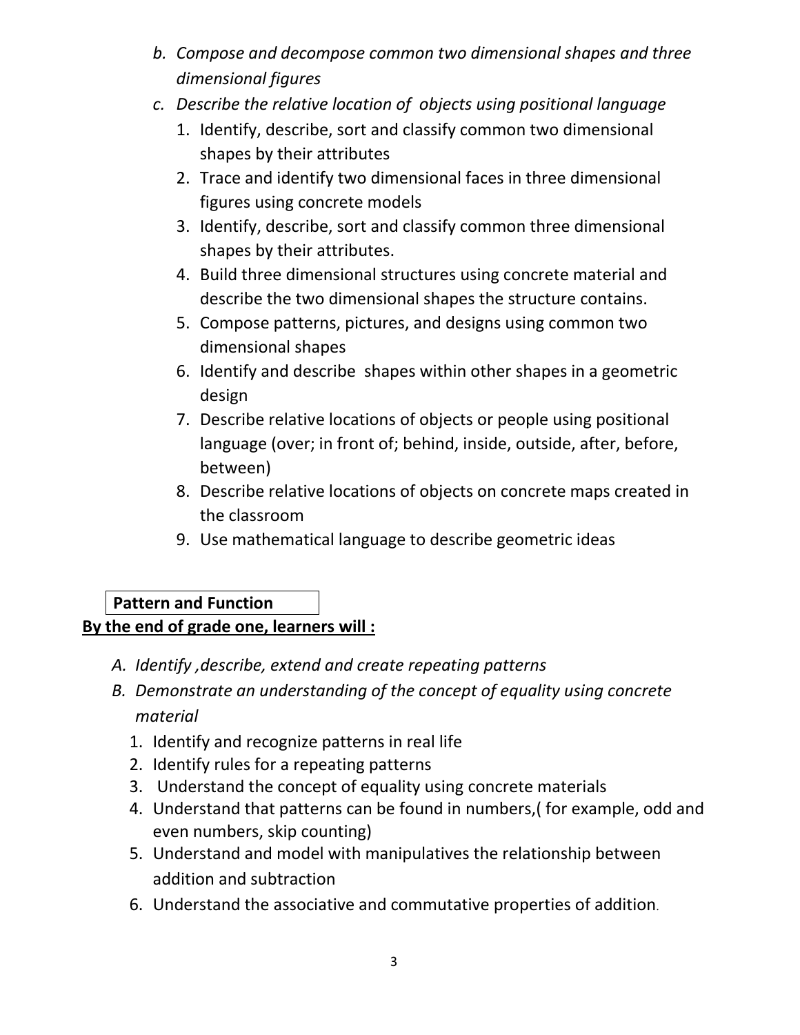b. *Compose and decompose common two dimensional shapes and three dimensional figures*
   c. *Describe the relative location of  objects using positional language*
      1. Identify, describe, sort and classify common two dimensional shapes by their attributes
      2. Trace and identify two dimensional faces in three dimensional figures using concrete models
      3. Identify, describe, sort and classify common three dimensional shapes by their attributes.
      4. Build three dimensional structures using concrete material and describe the two dimensional shapes the structure contains.
      5. Compose patterns, pictures, and designs using common two dimensional shapes
      6. Identify and describe  shapes within other shapes in a geometric design
      7. Describe relative locations of objects or people using positional language (over; in front of; behind, inside, outside, after, before, between)
      8. Describe relative locations of objects on concrete maps created in the classroom
      9. Use mathematical language to describe geometric ideas

**Pattern and Function**

**By the end of grade one, learners will :**

A. *Identify ,describe, extend and create repeating patterns*
B. *Demonstrate an understanding of the concept of equality using concrete material*
   1. Identify and recognize patterns in real life
   2. Identify rules for a repeating patterns
   3. Understand the concept of equality using concrete materials
   4. Understand that patterns can be found in numbers,( for example, odd and even numbers, skip counting)
   5. Understand and model with manipulatives the relationship between addition and subtraction
   6. Understand the associative and commutative properties of addition.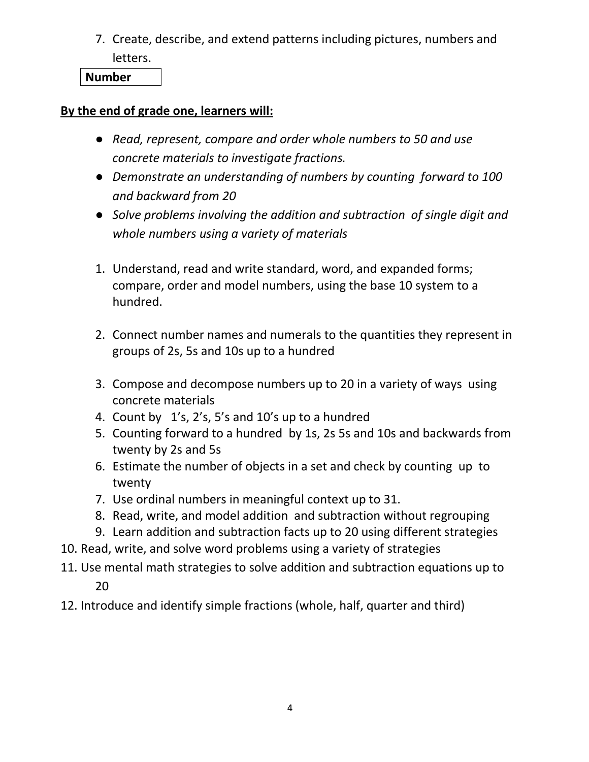7. Create, describe, and extend patterns including pictures, numbers and letters.

**Number**

**By the end of grade one, learners will:**

- *Read, represent, compare and order whole numbers to 50 and use concrete materials to investigate fractions.*
- *Demonstrate an understanding of numbers by counting forward to 100 and backward from 20*
- *Solve problems involving the addition and subtraction of single digit and whole numbers using a variety of materials*

1. Understand, read and write standard, word, and expanded forms; compare, order and model numbers, using the base 10 system to a hundred.

2. Connect number names and numerals to the quantities they represent in groups of 2s, 5s and 10s up to a hundred

3. Compose and decompose numbers up to 20 in a variety of ways using concrete materials
4. Count by 1's, 2's, 5's and 10's up to a hundred
5. Counting forward to a hundred by 1s, 2s 5s and 10s and backwards from twenty by 2s and 5s
6. Estimate the number of objects in a set and check by counting up to twenty
7. Use ordinal numbers in meaningful context up to 31.
8. Read, write, and model addition and subtraction without regrouping
9. Learn addition and subtraction facts up to 20 using different strategies
10. Read, write, and solve word problems using a variety of strategies
11. Use mental math strategies to solve addition and subtraction equations up to 20
12. Introduce and identify simple fractions (whole, half, quarter and third)